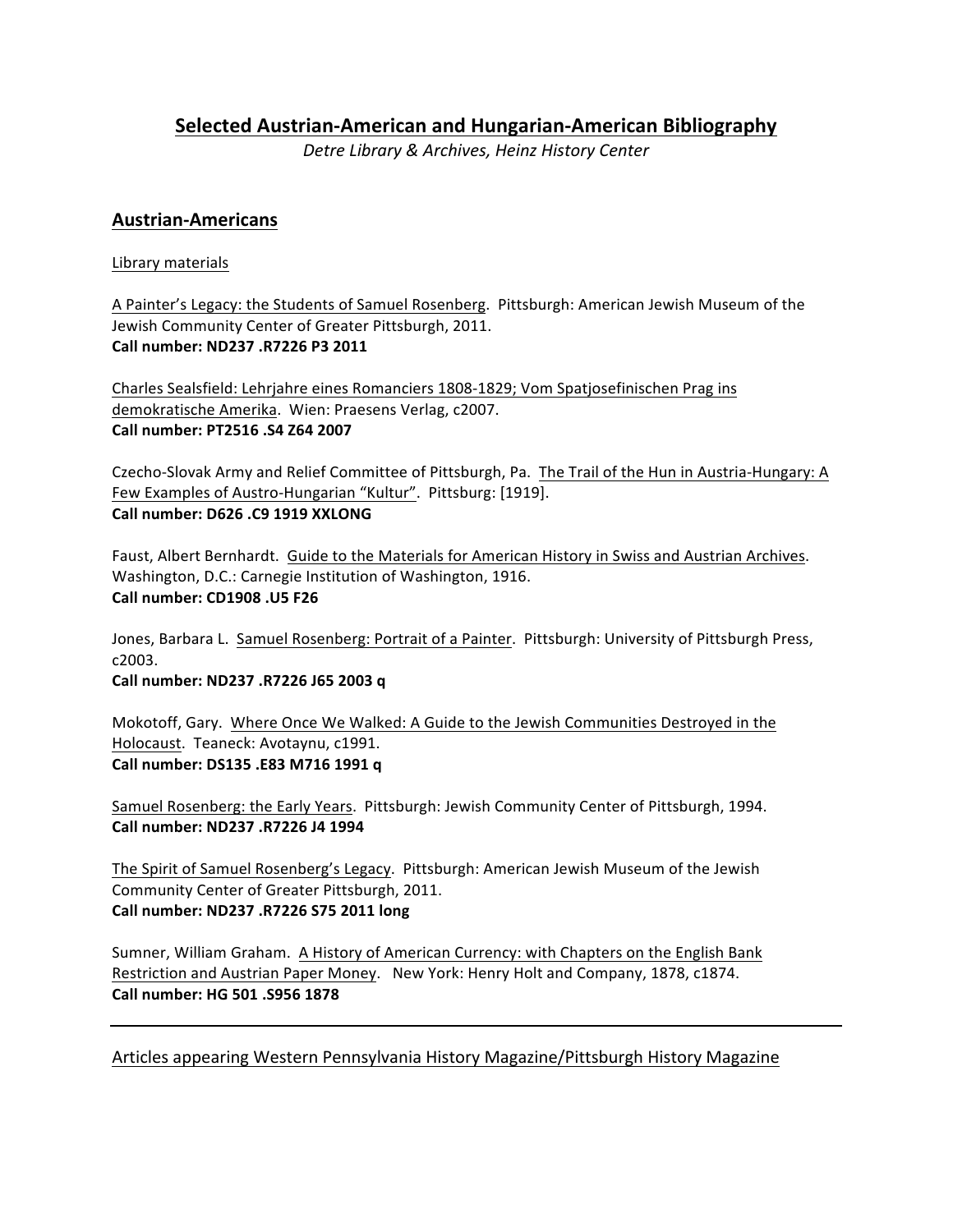# Selected Austrian-American and Hungarian-American Bibliography

*Detre Library & Archives, Heinz History Center*

## Austrian-Americans

### Library materials

A Painter's Legacy: the Students of Samuel Rosenberg. Pittsburgh: American Jewish Museum of the Jewish Community Center of Greater Pittsburgh, 2011.
**Call number: ND237 .R7226 P3 2011**

Charles Sealsfield: Lehrjahre eines Romanciers 1808-1829; Vom Spatjosefinischen Prag ins demokratische Amerika. Wien: Praesens Verlag, c2007.
**Call number: PT2516 .S4 Z64 2007**

Czecho-Slovak Army and Relief Committee of Pittsburgh, Pa. The Trail of the Hun in Austria-Hungary: A Few Examples of Austro-Hungarian "Kultur". Pittsburg: [1919].
**Call number: D626 .C9 1919 XXLONG**

Faust, Albert Bernhardt. Guide to the Materials for American History in Swiss and Austrian Archives. Washington, D.C.: Carnegie Institution of Washington, 1916.
**Call number: CD1908 .U5 F26**

Jones, Barbara L. Samuel Rosenberg: Portrait of a Painter. Pittsburgh: University of Pittsburgh Press, c2003.
**Call number: ND237 .R7226 J65 2003 q**

Mokotoff, Gary. Where Once We Walked: A Guide to the Jewish Communities Destroyed in the Holocaust. Teaneck: Avotaynu, c1991.
**Call number: DS135 .E83 M716 1991 q**

Samuel Rosenberg: the Early Years. Pittsburgh: Jewish Community Center of Pittsburgh, 1994.
**Call number: ND237 .R7226 J4 1994**

The Spirit of Samuel Rosenberg's Legacy. Pittsburgh: American Jewish Museum of the Jewish Community Center of Greater Pittsburgh, 2011.
**Call number: ND237 .R7226 S75 2011 long**

Sumner, William Graham. A History of American Currency: with Chapters on the English Bank Restriction and Austrian Paper Money. New York: Henry Holt and Company, 1878, c1874.
**Call number: HG 501 .S956 1878**

---

### Articles appearing Western Pennsylvania History Magazine/Pittsburgh History Magazine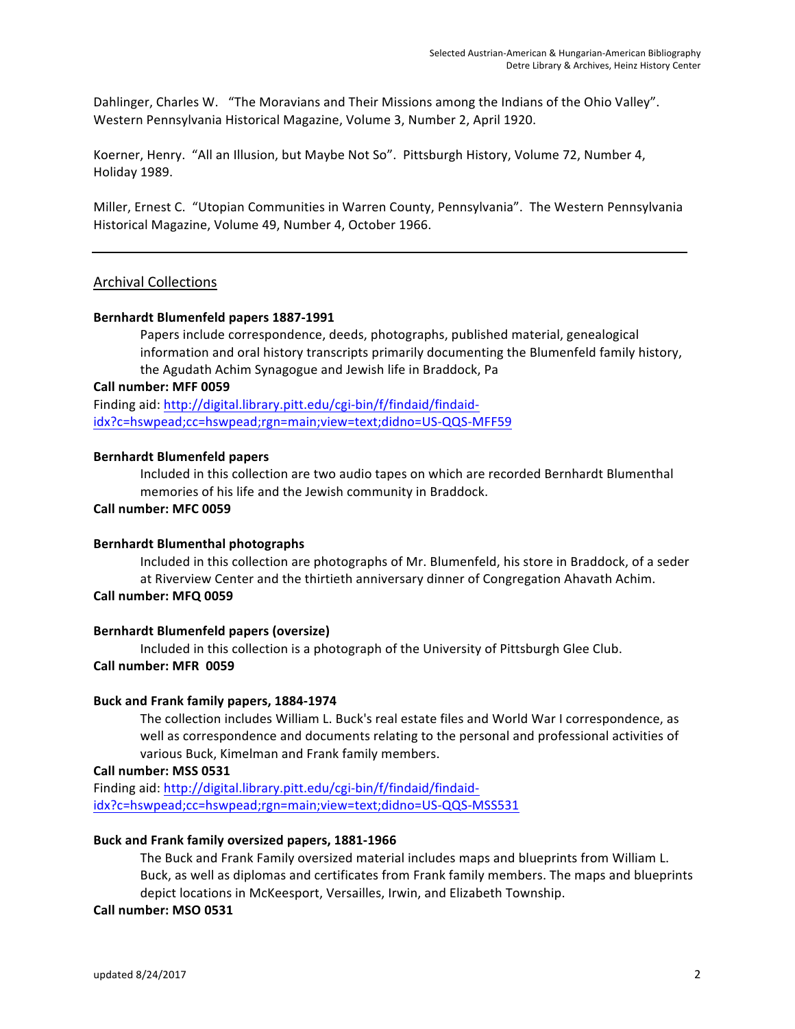Dahlinger, Charles W. "The Moravians and Their Missions among the Indians of the Ohio Valley". Western Pennsylvania Historical Magazine, Volume 3, Number 2, April 1920.

Koerner, Henry. "All an Illusion, but Maybe Not So". Pittsburgh History, Volume 72, Number 4, Holiday 1989.

Miller, Ernest C. "Utopian Communities in Warren County, Pennsylvania". The Western Pennsylvania Historical Magazine, Volume 49, Number 4, October 1966.

---

## Archival Collections

**Bernhardt Blumenfeld papers 1887-1991**

Papers include correspondence, deeds, photographs, published material, genealogical information and oral history transcripts primarily documenting the Blumenfeld family history, the Agudath Achim Synagogue and Jewish life in Braddock, Pa

**Call number: MFF 0059**

Finding aid: [http://digital.library.pitt.edu/cgi-bin/f/findaid/findaid-idx?c=hswpead;cc=hswpead;rgn=main;view=text;didno=US-QQS-MFF59](http://digital.library.pitt.edu/cgi-bin/f/findaid/findaid-idx?c=hswpead;cc=hswpead;rgn=main;view=text;didno=US-QQS-MFF59)

**Bernhardt Blumenfeld papers**

Included in this collection are two audio tapes on which are recorded Bernhardt Blumenthal memories of his life and the Jewish community in Braddock.

**Call number: MFC 0059**

**Bernhardt Blumenthal photographs**

Included in this collection are photographs of Mr. Blumenfeld, his store in Braddock, of a seder at Riverview Center and the thirtieth anniversary dinner of Congregation Ahavath Achim.

**Call number: MFQ 0059**

**Bernhardt Blumenfeld papers (oversize)**

Included in this collection is a photograph of the University of Pittsburgh Glee Club.

**Call number: MFR 0059**

**Buck and Frank family papers, 1884-1974**

The collection includes William L. Buck's real estate files and World War I correspondence, as well as correspondence and documents relating to the personal and professional activities of various Buck, Kimelman and Frank family members.

**Call number: MSS 0531**

Finding aid: [http://digital.library.pitt.edu/cgi-bin/f/findaid/findaid-idx?c=hswpead;cc=hswpead;rgn=main;view=text;didno=US-QQS-MSS531](http://digital.library.pitt.edu/cgi-bin/f/findaid/findaid-idx?c=hswpead;cc=hswpead;rgn=main;view=text;didno=US-QQS-MSS531)

**Buck and Frank family oversized papers, 1881-1966**

The Buck and Frank Family oversized material includes maps and blueprints from William L. Buck, as well as diplomas and certificates from Frank family members. The maps and blueprints depict locations in McKeesport, Versailles, Irwin, and Elizabeth Township.

**Call number: MSO 0531**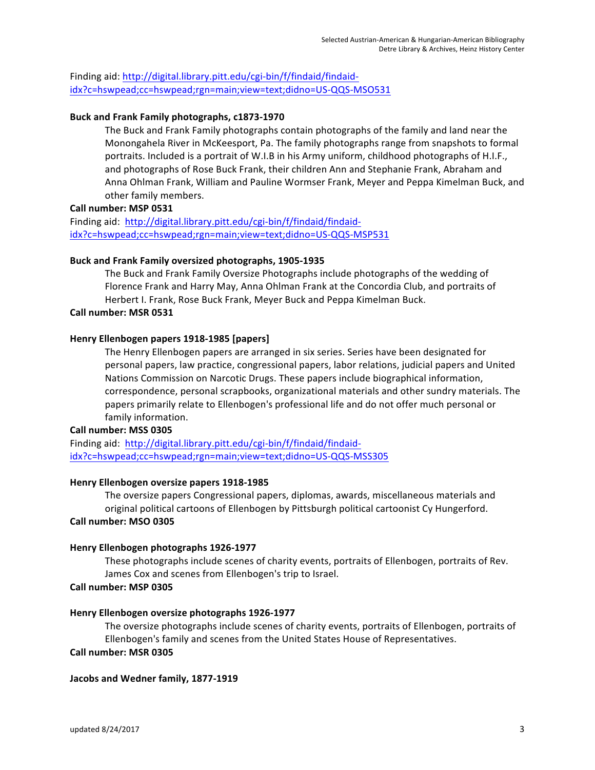Finding aid: http://digital.library.pitt.edu/cgi-bin/f/findaid/findaid-idx?c=hswpead;cc=hswpead;rgn=main;view=text;didno=US-QQS-MSO531

**Buck and Frank Family photographs, c1873-1970**

The Buck and Frank Family photographs contain photographs of the family and land near the Monongahela River in McKeesport, Pa. The family photographs range from snapshots to formal portraits. Included is a portrait of W.I.B in his Army uniform, childhood photographs of H.I.F., and photographs of Rose Buck Frank, their children Ann and Stephanie Frank, Abraham and Anna Ohlman Frank, William and Pauline Wormser Frank, Meyer and Peppa Kimelman Buck, and other family members.

**Call number: MSP 0531**

Finding aid: http://digital.library.pitt.edu/cgi-bin/f/findaid/findaid-idx?c=hswpead;cc=hswpead;rgn=main;view=text;didno=US-QQS-MSP531

**Buck and Frank Family oversized photographs, 1905-1935**

The Buck and Frank Family Oversize Photographs include photographs of the wedding of Florence Frank and Harry May, Anna Ohlman Frank at the Concordia Club, and portraits of Herbert I. Frank, Rose Buck Frank, Meyer Buck and Peppa Kimelman Buck.

**Call number: MSR 0531**

**Henry Ellenbogen papers 1918-1985 [papers]**

The Henry Ellenbogen papers are arranged in six series. Series have been designated for personal papers, law practice, congressional papers, labor relations, judicial papers and United Nations Commission on Narcotic Drugs. These papers include biographical information, correspondence, personal scrapbooks, organizational materials and other sundry materials. The papers primarily relate to Ellenbogen's professional life and do not offer much personal or family information.

**Call number: MSS 0305**

Finding aid: http://digital.library.pitt.edu/cgi-bin/f/findaid/findaid-idx?c=hswpead;cc=hswpead;rgn=main;view=text;didno=US-QQS-MSS305

**Henry Ellenbogen oversize papers 1918-1985**

The oversize papers Congressional papers, diplomas, awards, miscellaneous materials and original political cartoons of Ellenbogen by Pittsburgh political cartoonist Cy Hungerford.

**Call number: MSO 0305**

**Henry Ellenbogen photographs 1926-1977**

These photographs include scenes of charity events, portraits of Ellenbogen, portraits of Rev. James Cox and scenes from Ellenbogen's trip to Israel.

**Call number: MSP 0305**

**Henry Ellenbogen oversize photographs 1926-1977**

The oversize photographs include scenes of charity events, portraits of Ellenbogen, portraits of Ellenbogen's family and scenes from the United States House of Representatives.

**Call number: MSR 0305**

**Jacobs and Wedner family, 1877-1919**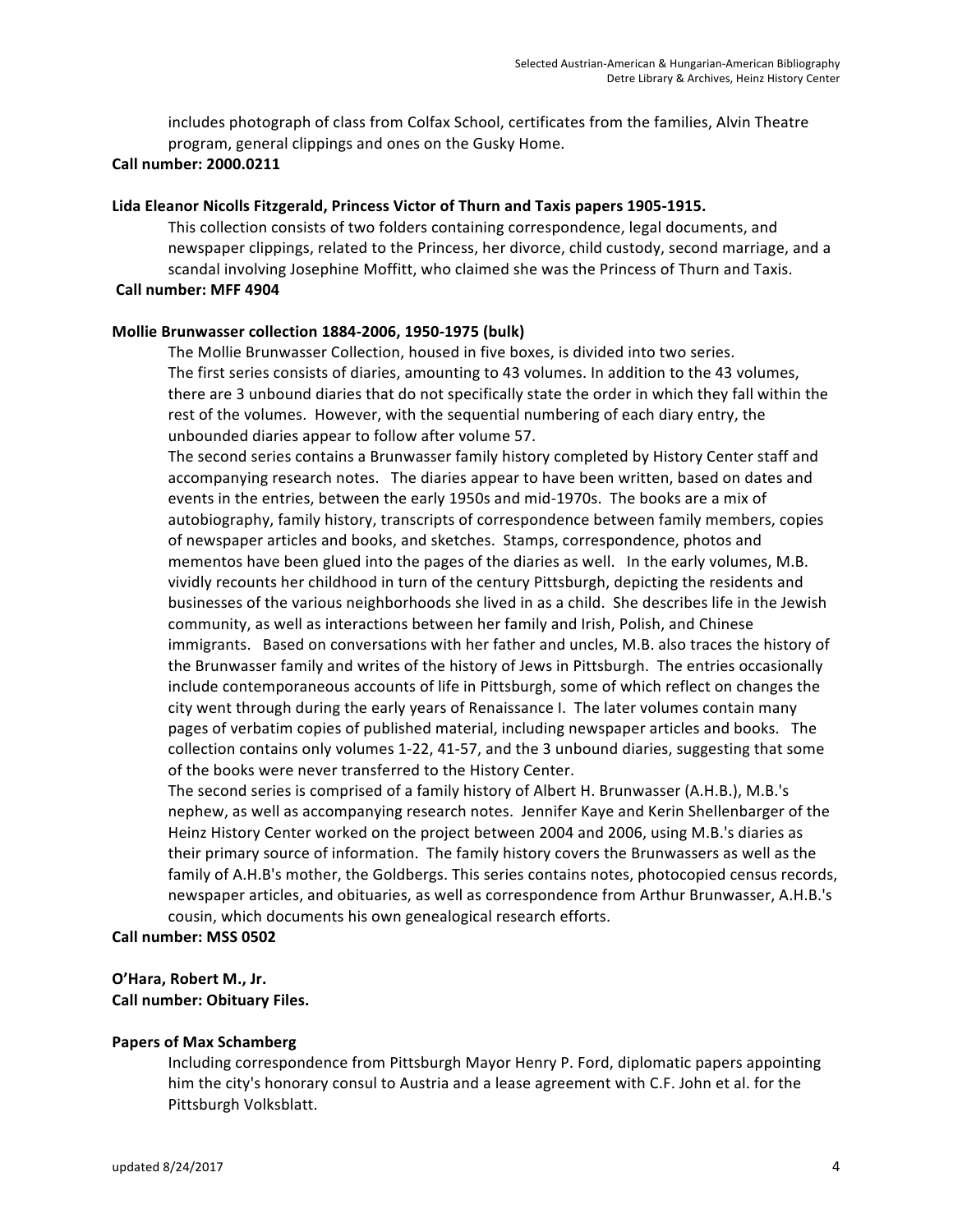includes photograph of class from Colfax School, certificates from the families, Alvin Theatre program, general clippings and ones on the Gusky Home.

**Call number: 2000.0211**

**Lida Eleanor Nicolls Fitzgerald, Princess Victor of Thurn and Taxis papers 1905-1915.**

This collection consists of two folders containing correspondence, legal documents, and newspaper clippings, related to the Princess, her divorce, child custody, second marriage, and a scandal involving Josephine Moffitt, who claimed she was the Princess of Thurn and Taxis.

**Call number: MFF 4904**

**Mollie Brunwasser collection 1884-2006, 1950-1975 (bulk)**

The Mollie Brunwasser Collection, housed in five boxes, is divided into two series. The first series consists of diaries, amounting to 43 volumes. In addition to the 43 volumes, there are 3 unbound diaries that do not specifically state the order in which they fall within the rest of the volumes. However, with the sequential numbering of each diary entry, the unbounded diaries appear to follow after volume 57.

The second series contains a Brunwasser family history completed by History Center staff and accompanying research notes. The diaries appear to have been written, based on dates and events in the entries, between the early 1950s and mid-1970s. The books are a mix of autobiography, family history, transcripts of correspondence between family members, copies of newspaper articles and books, and sketches. Stamps, correspondence, photos and mementos have been glued into the pages of the diaries as well. In the early volumes, M.B. vividly recounts her childhood in turn of the century Pittsburgh, depicting the residents and businesses of the various neighborhoods she lived in as a child. She describes life in the Jewish community, as well as interactions between her family and Irish, Polish, and Chinese immigrants. Based on conversations with her father and uncles, M.B. also traces the history of the Brunwasser family and writes of the history of Jews in Pittsburgh. The entries occasionally include contemporaneous accounts of life in Pittsburgh, some of which reflect on changes the city went through during the early years of Renaissance I. The later volumes contain many pages of verbatim copies of published material, including newspaper articles and books. The collection contains only volumes 1-22, 41-57, and the 3 unbound diaries, suggesting that some of the books were never transferred to the History Center.

The second series is comprised of a family history of Albert H. Brunwasser (A.H.B.), M.B.'s nephew, as well as accompanying research notes. Jennifer Kaye and Kerin Shellenbarger of the Heinz History Center worked on the project between 2004 and 2006, using M.B.'s diaries as their primary source of information. The family history covers the Brunwassers as well as the family of A.H.B's mother, the Goldbergs. This series contains notes, photocopied census records, newspaper articles, and obituaries, as well as correspondence from Arthur Brunwasser, A.H.B.'s cousin, which documents his own genealogical research efforts.

**Call number: MSS 0502**

**O'Hara, Robert M., Jr.**
**Call number: Obituary Files.**

**Papers of Max Schamberg**

Including correspondence from Pittsburgh Mayor Henry P. Ford, diplomatic papers appointing him the city's honorary consul to Austria and a lease agreement with C.F. John et al. for the Pittsburgh Volksblatt.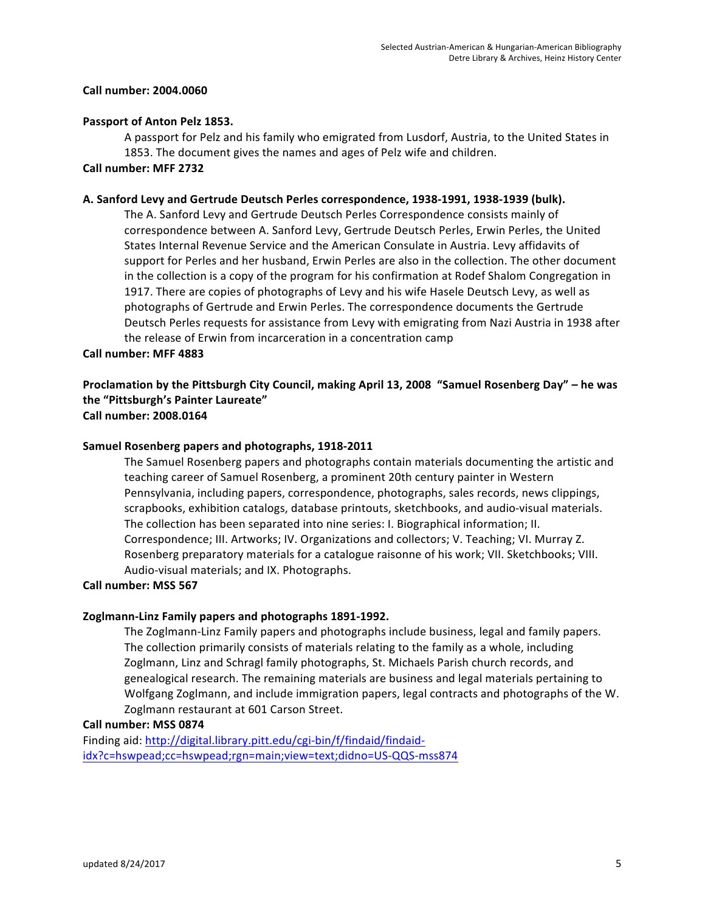**Call number: 2004.0060**

**Passport of Anton Pelz 1853.**

A passport for Pelz and his family who emigrated from Lusdorf, Austria, to the United States in 1853. The document gives the names and ages of Pelz wife and children.

**Call number: MFF 2732**

**A. Sanford Levy and Gertrude Deutsch Perles correspondence, 1938-1991, 1938-1939 (bulk).**

The A. Sanford Levy and Gertrude Deutsch Perles Correspondence consists mainly of correspondence between A. Sanford Levy, Gertrude Deutsch Perles, Erwin Perles, the United States Internal Revenue Service and the American Consulate in Austria. Levy affidavits of support for Perles and her husband, Erwin Perles are also in the collection. The other document in the collection is a copy of the program for his confirmation at Rodef Shalom Congregation in 1917. There are copies of photographs of Levy and his wife Hasele Deutsch Levy, as well as photographs of Gertrude and Erwin Perles. The correspondence documents the Gertrude Deutsch Perles requests for assistance from Levy with emigrating from Nazi Austria in 1938 after the release of Erwin from incarceration in a concentration camp

**Call number: MFF 4883**

**Proclamation by the Pittsburgh City Council, making April 13, 2008 "Samuel Rosenberg Day" – he was the "Pittsburgh's Painter Laureate"**
**Call number: 2008.0164**

**Samuel Rosenberg papers and photographs, 1918-2011**

The Samuel Rosenberg papers and photographs contain materials documenting the artistic and teaching career of Samuel Rosenberg, a prominent 20th century painter in Western Pennsylvania, including papers, correspondence, photographs, sales records, news clippings, scrapbooks, exhibition catalogs, database printouts, sketchbooks, and audio-visual materials. The collection has been separated into nine series: I. Biographical information; II. Correspondence; III. Artworks; IV. Organizations and collectors; V. Teaching; VI. Murray Z. Rosenberg preparatory materials for a catalogue raisonne of his work; VII. Sketchbooks; VIII. Audio-visual materials; and IX. Photographs.

**Call number: MSS 567**

**Zoglmann-Linz Family papers and photographs 1891-1992.**

The Zoglmann-Linz Family papers and photographs include business, legal and family papers. The collection primarily consists of materials relating to the family as a whole, including Zoglmann, Linz and Schragl family photographs, St. Michaels Parish church records, and genealogical research. The remaining materials are business and legal materials pertaining to Wolfgang Zoglmann, and include immigration papers, legal contracts and photographs of the W. Zoglmann restaurant at 601 Carson Street.

**Call number: MSS 0874**
Finding aid: [http://digital.library.pitt.edu/cgi-bin/f/findaid/findaid-idx?c=hswpead;cc=hswpead;rgn=main;view=text;didno=US-QQS-mss874](http://digital.library.pitt.edu/cgi-bin/f/findaid/findaid-idx?c=hswpead;cc=hswpead;rgn=main;view=text;didno=US-QQS-mss874)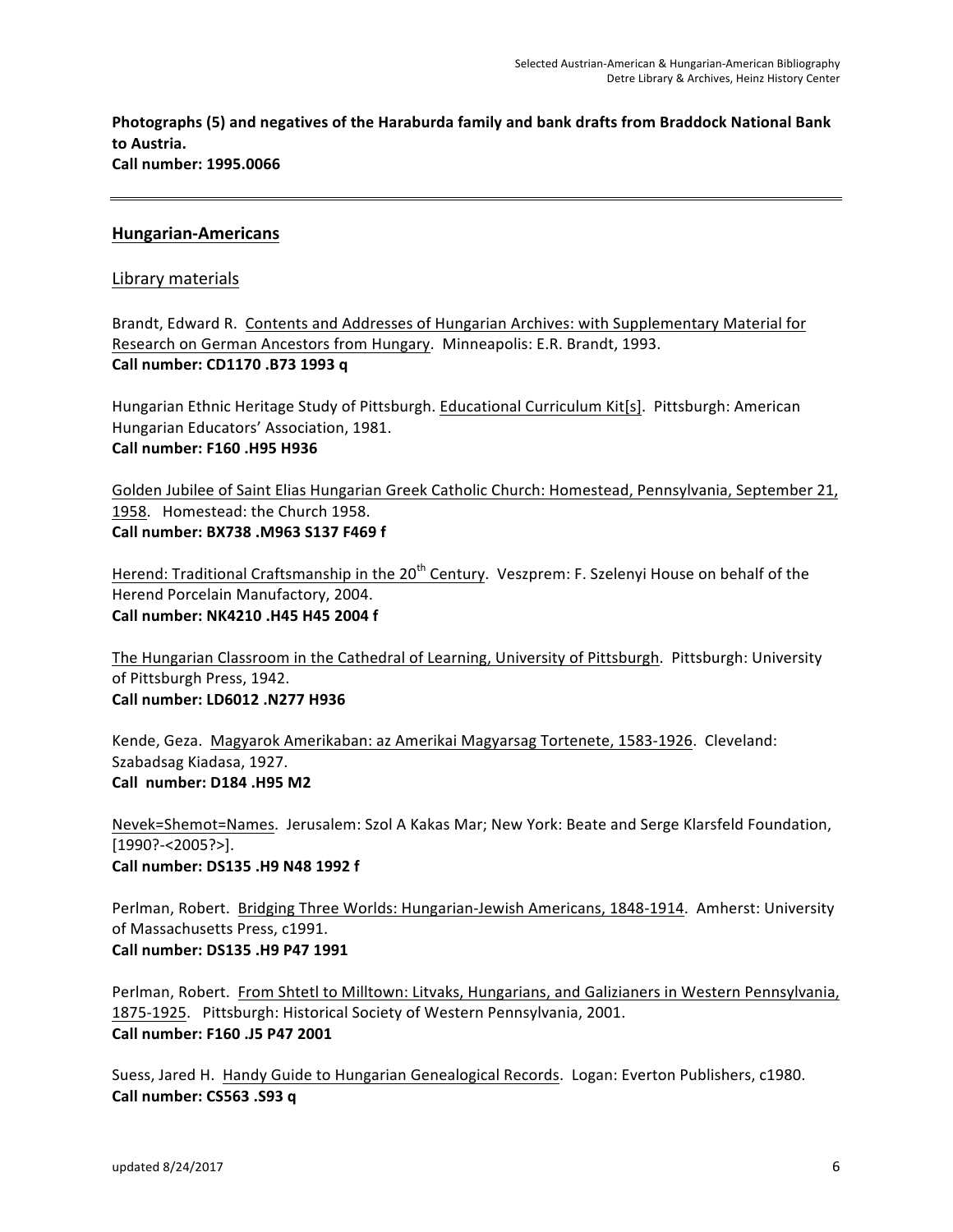**Photographs (5) and negatives of the Haraburda family and bank drafts from Braddock National Bank to Austria.**
**Call number: 1995.0066**

---

## Hungarian-Americans

### Library materials

Brandt, Edward R. Contents and Addresses of Hungarian Archives: with Supplementary Material for Research on German Ancestors from Hungary. Minneapolis: E.R. Brandt, 1993.
**Call number: CD1170 .B73 1993 q**

Hungarian Ethnic Heritage Study of Pittsburgh. Educational Curriculum Kit[s]. Pittsburgh: American Hungarian Educators' Association, 1981.
**Call number: F160 .H95 H936**

Golden Jubilee of Saint Elias Hungarian Greek Catholic Church: Homestead, Pennsylvania, September 21, 1958. Homestead: the Church 1958.
**Call number: BX738 .M963 S137 F469 f**

Herend: Traditional Craftsmanship in the 20th Century. Veszprem: F. Szelenyi House on behalf of the Herend Porcelain Manufactory, 2004.
**Call number: NK4210 .H45 H45 2004 f**

The Hungarian Classroom in the Cathedral of Learning, University of Pittsburgh. Pittsburgh: University of Pittsburgh Press, 1942.
**Call number: LD6012 .N277 H936**

Kende, Geza. Magyarok Amerikaban: az Amerikai Magyarsag Tortenete, 1583-1926. Cleveland: Szabadsag Kiadasa, 1927.
**Call number: D184 .H95 M2**

Nevek=Shemot=Names. Jerusalem: Szol A Kakas Mar; New York: Beate and Serge Klarsfeld Foundation, [1990?-<2005?>].
**Call number: DS135 .H9 N48 1992 f**

Perlman, Robert. Bridging Three Worlds: Hungarian-Jewish Americans, 1848-1914. Amherst: University of Massachusetts Press, c1991.
**Call number: DS135 .H9 P47 1991**

Perlman, Robert. From Shtetl to Milltown: Litvaks, Hungarians, and Galizianers in Western Pennsylvania, 1875-1925. Pittsburgh: Historical Society of Western Pennsylvania, 2001.
**Call number: F160 .J5 P47 2001**

Suess, Jared H. Handy Guide to Hungarian Genealogical Records. Logan: Everton Publishers, c1980.
**Call number: CS563 .S93 q**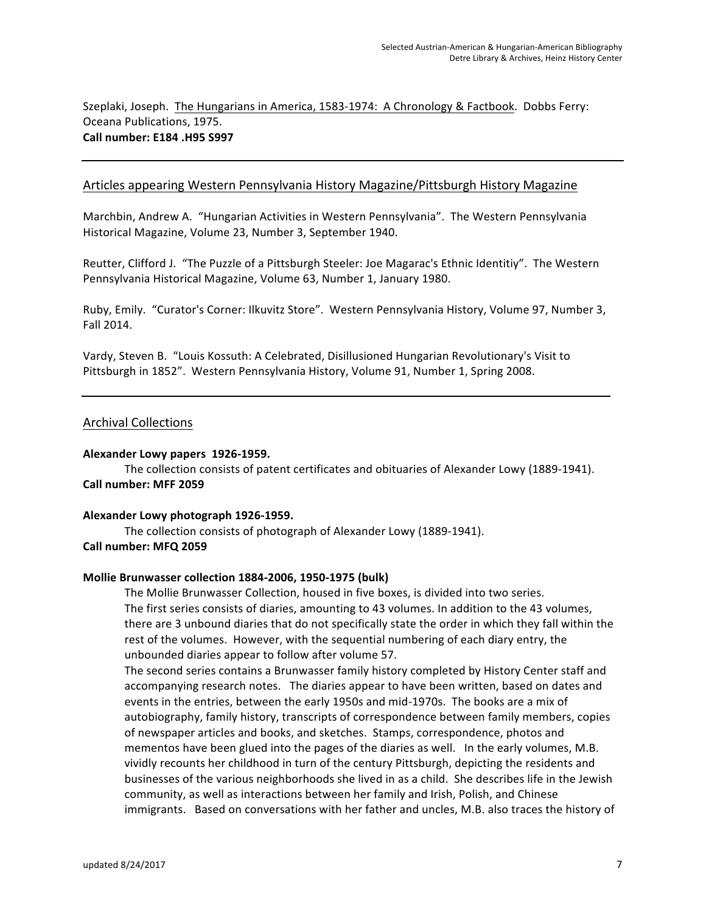Szeplaki, Joseph. The Hungarians in America, 1583-1974: A Chronology & Factbook. Dobbs Ferry: Oceana Publications, 1975.
**Call number: E184 .H95 S997**

---

## Articles appearing Western Pennsylvania History Magazine/Pittsburgh History Magazine

Marchbin, Andrew A. "Hungarian Activities in Western Pennsylvania". The Western Pennsylvania Historical Magazine, Volume 23, Number 3, September 1940.

Reutter, Clifford J. "The Puzzle of a Pittsburgh Steeler: Joe Magarac's Ethnic Identitiy". The Western Pennsylvania Historical Magazine, Volume 63, Number 1, January 1980.

Ruby, Emily. "Curator's Corner: Ilkuvitz Store". Western Pennsylvania History, Volume 97, Number 3, Fall 2014.

Vardy, Steven B. "Louis Kossuth: A Celebrated, Disillusioned Hungarian Revolutionary's Visit to Pittsburgh in 1852". Western Pennsylvania History, Volume 91, Number 1, Spring 2008.

---

## Archival Collections

**Alexander Lowy papers 1926-1959.**

The collection consists of patent certificates and obituaries of Alexander Lowy (1889-1941).

**Call number: MFF 2059**

**Alexander Lowy photograph 1926-1959.**

The collection consists of photograph of Alexander Lowy (1889-1941).

**Call number: MFQ 2059**

**Mollie Brunwasser collection 1884-2006, 1950-1975 (bulk)**

The Mollie Brunwasser Collection, housed in five boxes, is divided into two series. The first series consists of diaries, amounting to 43 volumes. In addition to the 43 volumes, there are 3 unbound diaries that do not specifically state the order in which they fall within the rest of the volumes. However, with the sequential numbering of each diary entry, the unbounded diaries appear to follow after volume 57.

The second series contains a Brunwasser family history completed by History Center staff and accompanying research notes. The diaries appear to have been written, based on dates and events in the entries, between the early 1950s and mid-1970s. The books are a mix of autobiography, family history, transcripts of correspondence between family members, copies of newspaper articles and books, and sketches. Stamps, correspondence, photos and mementos have been glued into the pages of the diaries as well. In the early volumes, M.B. vividly recounts her childhood in turn of the century Pittsburgh, depicting the residents and businesses of the various neighborhoods she lived in as a child. She describes life in the Jewish community, as well as interactions between her family and Irish, Polish, and Chinese immigrants. Based on conversations with her father and uncles, M.B. also traces the history of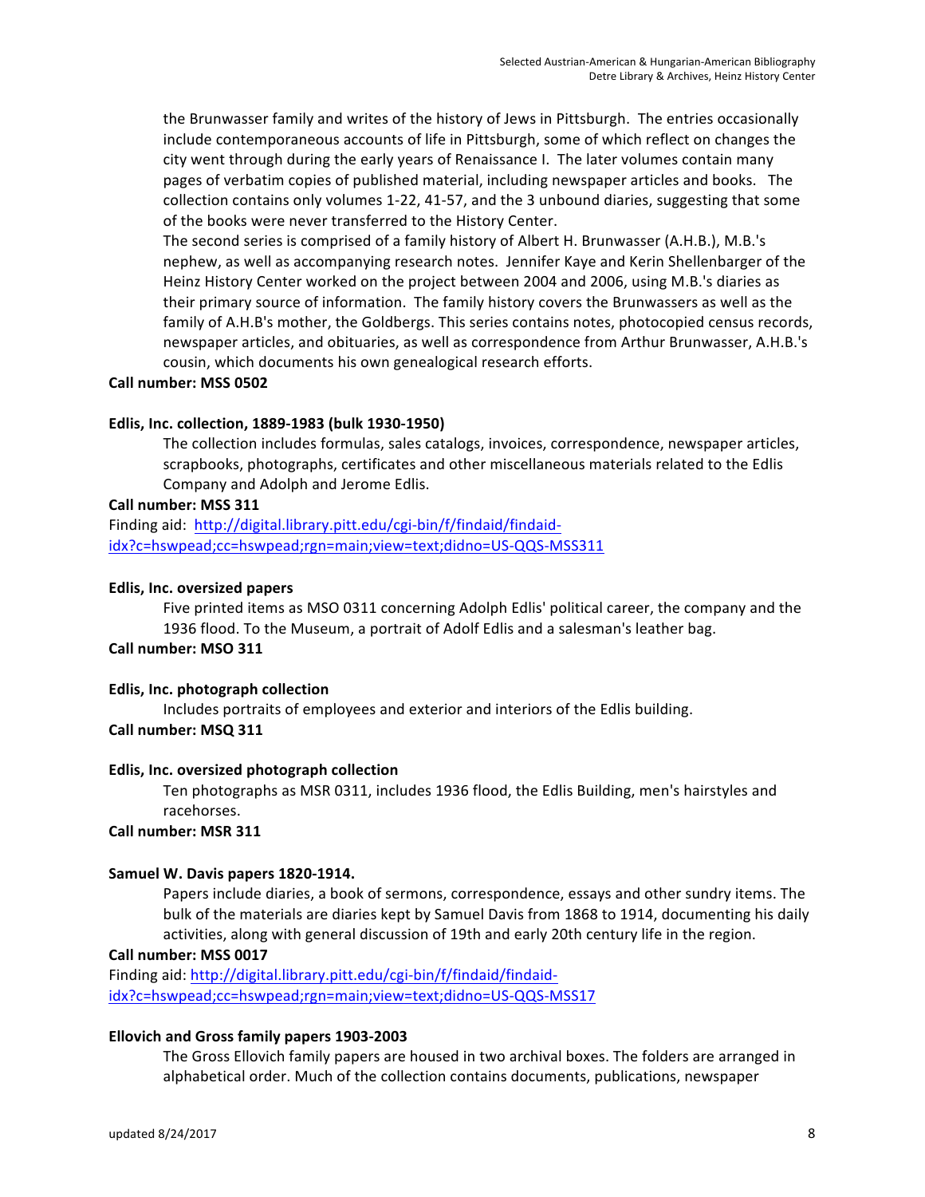the Brunwasser family and writes of the history of Jews in Pittsburgh. The entries occasionally include contemporaneous accounts of life in Pittsburgh, some of which reflect on changes the city went through during the early years of Renaissance I. The later volumes contain many pages of verbatim copies of published material, including newspaper articles and books. The collection contains only volumes 1-22, 41-57, and the 3 unbound diaries, suggesting that some of the books were never transferred to the History Center.

The second series is comprised of a family history of Albert H. Brunwasser (A.H.B.), M.B.'s nephew, as well as accompanying research notes. Jennifer Kaye and Kerin Shellenbarger of the Heinz History Center worked on the project between 2004 and 2006, using M.B.'s diaries as their primary source of information. The family history covers the Brunwassers as well as the family of A.H.B's mother, the Goldbergs. This series contains notes, photocopied census records, newspaper articles, and obituaries, as well as correspondence from Arthur Brunwasser, A.H.B.'s cousin, which documents his own genealogical research efforts.

**Call number: MSS 0502**

**Edlis, Inc. collection, 1889-1983 (bulk 1930-1950)**

The collection includes formulas, sales catalogs, invoices, correspondence, newspaper articles, scrapbooks, photographs, certificates and other miscellaneous materials related to the Edlis Company and Adolph and Jerome Edlis.

**Call number: MSS 311**

Finding aid: http://digital.library.pitt.edu/cgi-bin/f/findaid/findaid-idx?c=hswpead;cc=hswpead;rgn=main;view=text;didno=US-QQS-MSS311

**Edlis, Inc. oversized papers**

Five printed items as MSO 0311 concerning Adolph Edlis' political career, the company and the 1936 flood. To the Museum, a portrait of Adolf Edlis and a salesman's leather bag.

**Call number: MSO 311**

**Edlis, Inc. photograph collection**

Includes portraits of employees and exterior and interiors of the Edlis building.

**Call number: MSQ 311**

**Edlis, Inc. oversized photograph collection**

Ten photographs as MSR 0311, includes 1936 flood, the Edlis Building, men's hairstyles and racehorses.

**Call number: MSR 311**

**Samuel W. Davis papers 1820-1914.**

Papers include diaries, a book of sermons, correspondence, essays and other sundry items. The bulk of the materials are diaries kept by Samuel Davis from 1868 to 1914, documenting his daily activities, along with general discussion of 19th and early 20th century life in the region.

**Call number: MSS 0017**

Finding aid: http://digital.library.pitt.edu/cgi-bin/f/findaid/findaid-idx?c=hswpead;cc=hswpead;rgn=main;view=text;didno=US-QQS-MSS17

**Ellovich and Gross family papers 1903-2003**

The Gross Ellovich family papers are housed in two archival boxes. The folders are arranged in alphabetical order. Much of the collection contains documents, publications, newspaper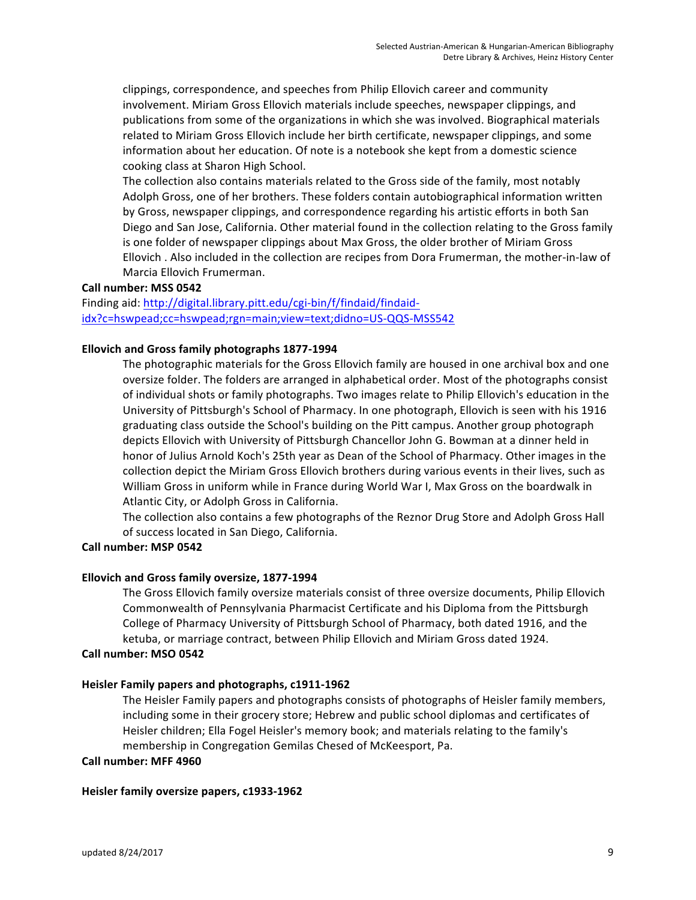clippings, correspondence, and speeches from Philip Ellovich career and community involvement. Miriam Gross Ellovich materials include speeches, newspaper clippings, and publications from some of the organizations in which she was involved. Biographical materials related to Miriam Gross Ellovich include her birth certificate, newspaper clippings, and some information about her education. Of note is a notebook she kept from a domestic science cooking class at Sharon High School.

The collection also contains materials related to the Gross side of the family, most notably Adolph Gross, one of her brothers. These folders contain autobiographical information written by Gross, newspaper clippings, and correspondence regarding his artistic efforts in both San Diego and San Jose, California. Other material found in the collection relating to the Gross family is one folder of newspaper clippings about Max Gross, the older brother of Miriam Gross Ellovich . Also included in the collection are recipes from Dora Frumerman, the mother-in-law of Marcia Ellovich Frumerman.

**Call number: MSS 0542**

Finding aid: [http://digital.library.pitt.edu/cgi-bin/f/findaid/findaid-idx?c=hswpead;cc=hswpead;rgn=main;view=text;didno=US-QQS-MSS542](http://digital.library.pitt.edu/cgi-bin/f/findaid/findaid-idx?c=hswpead;cc=hswpead;rgn=main;view=text;didno=US-QQS-MSS542)

**Ellovich and Gross family photographs 1877-1994**

The photographic materials for the Gross Ellovich family are housed in one archival box and one oversize folder. The folders are arranged in alphabetical order. Most of the photographs consist of individual shots or family photographs. Two images relate to Philip Ellovich's education in the University of Pittsburgh's School of Pharmacy. In one photograph, Ellovich is seen with his 1916 graduating class outside the School's building on the Pitt campus. Another group photograph depicts Ellovich with University of Pittsburgh Chancellor John G. Bowman at a dinner held in honor of Julius Arnold Koch's 25th year as Dean of the School of Pharmacy. Other images in the collection depict the Miriam Gross Ellovich brothers during various events in their lives, such as William Gross in uniform while in France during World War I, Max Gross on the boardwalk in Atlantic City, or Adolph Gross in California.

The collection also contains a few photographs of the Reznor Drug Store and Adolph Gross Hall of success located in San Diego, California.

**Call number: MSP 0542**

**Ellovich and Gross family oversize, 1877-1994**

The Gross Ellovich family oversize materials consist of three oversize documents, Philip Ellovich Commonwealth of Pennsylvania Pharmacist Certificate and his Diploma from the Pittsburgh College of Pharmacy University of Pittsburgh School of Pharmacy, both dated 1916, and the ketuba, or marriage contract, between Philip Ellovich and Miriam Gross dated 1924.

**Call number: MSO 0542**

**Heisler Family papers and photographs, c1911-1962**

The Heisler Family papers and photographs consists of photographs of Heisler family members, including some in their grocery store; Hebrew and public school diplomas and certificates of Heisler children; Ella Fogel Heisler's memory book; and materials relating to the family's membership in Congregation Gemilas Chesed of McKeesport, Pa.

**Call number: MFF 4960**

**Heisler family oversize papers, c1933-1962**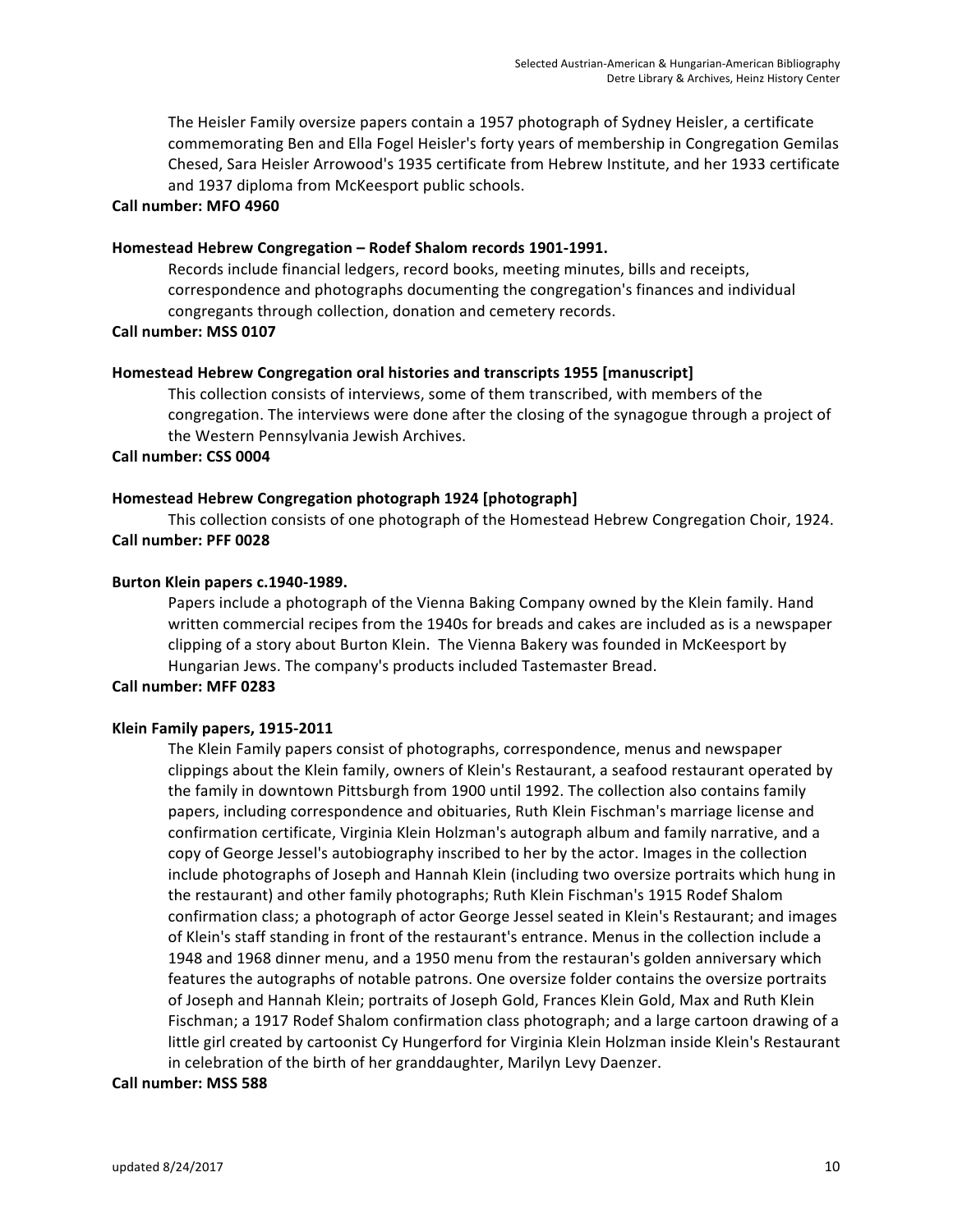The Heisler Family oversize papers contain a 1957 photograph of Sydney Heisler, a certificate commemorating Ben and Ella Fogel Heisler's forty years of membership in Congregation Gemilas Chesed, Sara Heisler Arrowood's 1935 certificate from Hebrew Institute, and her 1933 certificate and 1937 diploma from McKeesport public schools.

**Call number: MFO 4960**

**Homestead Hebrew Congregation – Rodef Shalom records 1901-1991.**

Records include financial ledgers, record books, meeting minutes, bills and receipts, correspondence and photographs documenting the congregation's finances and individual congregants through collection, donation and cemetery records.

**Call number: MSS 0107**

**Homestead Hebrew Congregation oral histories and transcripts 1955 [manuscript]**

This collection consists of interviews, some of them transcribed, with members of the congregation. The interviews were done after the closing of the synagogue through a project of the Western Pennsylvania Jewish Archives.

**Call number: CSS 0004**

**Homestead Hebrew Congregation photograph 1924 [photograph]**

This collection consists of one photograph of the Homestead Hebrew Congregation Choir, 1924.

**Call number: PFF 0028**

**Burton Klein papers c.1940-1989.**

Papers include a photograph of the Vienna Baking Company owned by the Klein family. Hand written commercial recipes from the 1940s for breads and cakes are included as is a newspaper clipping of a story about Burton Klein. The Vienna Bakery was founded in McKeesport by Hungarian Jews. The company's products included Tastemaster Bread.

**Call number: MFF 0283**

**Klein Family papers, 1915-2011**

The Klein Family papers consist of photographs, correspondence, menus and newspaper clippings about the Klein family, owners of Klein's Restaurant, a seafood restaurant operated by the family in downtown Pittsburgh from 1900 until 1992. The collection also contains family papers, including correspondence and obituaries, Ruth Klein Fischman's marriage license and confirmation certificate, Virginia Klein Holzman's autograph album and family narrative, and a copy of George Jessel's autobiography inscribed to her by the actor. Images in the collection include photographs of Joseph and Hannah Klein (including two oversize portraits which hung in the restaurant) and other family photographs; Ruth Klein Fischman's 1915 Rodef Shalom confirmation class; a photograph of actor George Jessel seated in Klein's Restaurant; and images of Klein's staff standing in front of the restaurant's entrance. Menus in the collection include a 1948 and 1968 dinner menu, and a 1950 menu from the restauran's golden anniversary which features the autographs of notable patrons. One oversize folder contains the oversize portraits of Joseph and Hannah Klein; portraits of Joseph Gold, Frances Klein Gold, Max and Ruth Klein Fischman; a 1917 Rodef Shalom confirmation class photograph; and a large cartoon drawing of a little girl created by cartoonist Cy Hungerford for Virginia Klein Holzman inside Klein's Restaurant in celebration of the birth of her granddaughter, Marilyn Levy Daenzer.

**Call number: MSS 588**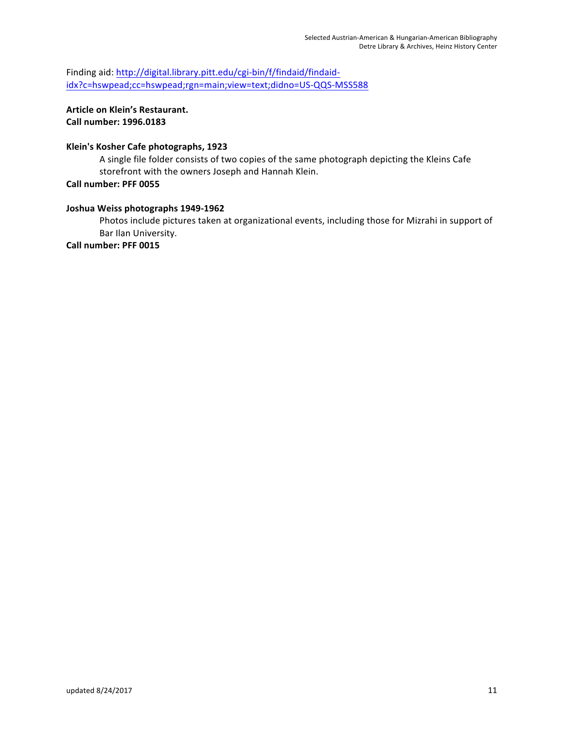Finding aid: [http://digital.library.pitt.edu/cgi-bin/f/findaid/findaid-idx?c=hswpead;cc=hswpead;rgn=main;view=text;didno=US-QQS-MSS588](http://digital.library.pitt.edu/cgi-bin/f/findaid/findaid-idx?c=hswpead;cc=hswpead;rgn=main;view=text;didno=US-QQS-MSS588)

**Article on Klein's Restaurant.**
**Call number: 1996.0183**

**Klein's Kosher Cafe photographs, 1923**

A single file folder consists of two copies of the same photograph depicting the Kleins Cafe storefront with the owners Joseph and Hannah Klein.

**Call number: PFF 0055**

**Joshua Weiss photographs 1949-1962**

Photos include pictures taken at organizational events, including those for Mizrahi in support of Bar Ilan University.

**Call number: PFF 0015**